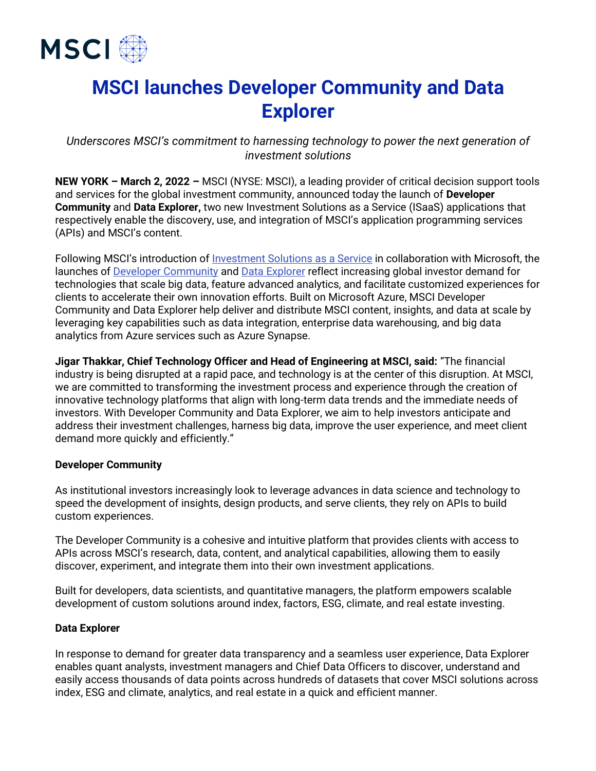# MSCI launches Developer Community and Data Explorer

*Underscores MSCI's commitment to harnessing technology to power the next generation of investment solutions*

**NEW YORK – March 2, 2022 –** MSCI (NYSE: MSCI), a leading provider of critical decision support tools and services for the global investment community, announced today the launch of **Developer Community** and **Data Explorer,** two new Investment Solutions as a Service (ISaaS) applications that respectively enable the discovery, use, and integration of MSCI's application programming services (APIs) and MSCI's content.

Following MSCI's introduction of Investment Solutions as a Service in collaboration with Microsoft, the launches of Developer Community and Data Explorer reflect increasing global investor demand for technologies that scale big data, feature advanced analytics, and facilitate customized experiences for clients to accelerate their own innovation efforts. Built on Microsoft Azure, MSCI Developer Community and Data Explorer help deliver and distribute MSCI content, insights, and data at scale by leveraging key capabilities such as data integration, enterprise data warehousing, and big data analytics from Azure services such as Azure Synapse.

**Jigar Thakkar, Chief Technology Officer and Head of Engineering at MSCI, said:** "The financial industry is being disrupted at a rapid pace, and technology is at the center of this disruption. At MSCI, we are committed to transforming the investment process and experience through the creation of innovative technology platforms that align with long-term data trends and the immediate needs of investors. With Developer Community and Data Explorer, we aim to help investors anticipate and address their investment challenges, harness big data, improve the user experience, and meet client demand more quickly and efficiently."

**Developer Community**

As institutional investors increasingly look to leverage advances in data science and technology to speed the development of insights, design products, and serve clients, they rely on APIs to build custom experiences.

The Developer Community is a cohesive and intuitive platform that provides clients with access to APIs across MSCI's research, data, content, and analytical capabilities, allowing them to easily discover, experiment, and integrate them into their own investment applications.

Built for developers, data scientists, and quantitative managers, the platform empowers scalable development of custom solutions around index, factors, ESG, climate, and real estate investing.

**Data Explorer**

In response to demand for greater data transparency and a seamless user experience, Data Explorer enables quant analysts, investment managers and Chief Data Officers to discover, understand and easily access thousands of data points across hundreds of datasets that cover MSCI solutions across index, ESG and climate, analytics, and real estate in a quick and efficient manner.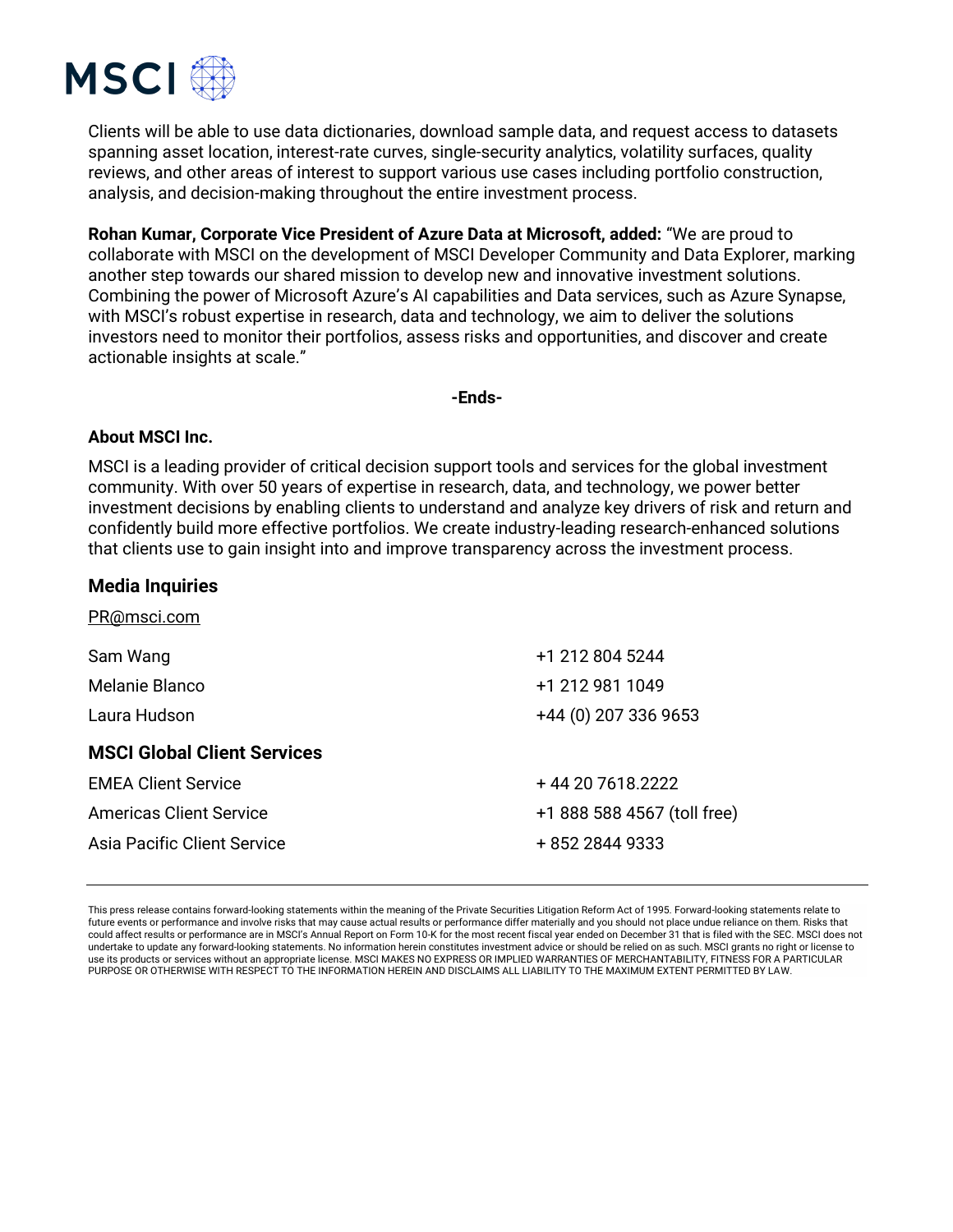Clients will be able to use data dictionaries, download sample data, and request access to datasets spanning asset location, interest-rate curves, single-security analytics, volatility surfaces, quality reviews, and other areas of interest to support various use cases including portfolio construction, analysis, and decision-making throughout the entire investment process.

**Rohan Kumar, Corporate Vice President of Azure Data at Microsoft, added:** "We are proud to collaborate with MSCI on the development of MSCI Developer Community and Data Explorer, marking another step towards our shared mission to develop new and innovative investment solutions. Combining the power of Microsoft Azure's AI capabilities and Data services, such as Azure Synapse, with MSCI's robust expertise in research, data and technology, we aim to deliver the solutions investors need to monitor their portfolios, assess risks and opportunities, and discover and create actionable insights at scale."

**-Ends-**

**About MSCI Inc.**

MSCI is a leading provider of critical decision support tools and services for the global investment community. With over 50 years of expertise in research, data, and technology, we power better investment decisions by enabling clients to understand and analyze key drivers of risk and return and confidently build more effective portfolios. We create industry-leading research-enhanced solutions that clients use to gain insight into and improve transparency across the investment process.

## Media Inquiries

PR@msci.com

| | |
|---|---|
| Sam Wang | +1 212 804 5244 |
| Melanie Blanco | +1 212 981 1049 |
| Laura Hudson | +44 (0) 207 336 9653 |

## MSCI Global Client Services

| | |
|---|---|
| EMEA Client Service | + 44 20 7618.2222 |
| Americas Client Service | +1 888 588 4567 (toll free) |
| Asia Pacific Client Service | + 852 2844 9333 |

---

This press release contains forward-looking statements within the meaning of the Private Securities Litigation Reform Act of 1995. Forward-looking statements relate to future events or performance and involve risks that may cause actual results or performance differ materially and you should not place undue reliance on them. Risks that could affect results or performance are in MSCI's Annual Report on Form 10-K for the most recent fiscal year ended on December 31 that is filed with the SEC. MSCI does not undertake to update any forward-looking statements. No information herein constitutes investment advice or should be relied on as such. MSCI grants no right or license to use its products or services without an appropriate license. MSCI MAKES NO EXPRESS OR IMPLIED WARRANTIES OF MERCHANTABILITY, FITNESS FOR A PARTICULAR PURPOSE OR OTHERWISE WITH RESPECT TO THE INFORMATION HEREIN AND DISCLAIMS ALL LIABILITY TO THE MAXIMUM EXTENT PERMITTED BY LAW.